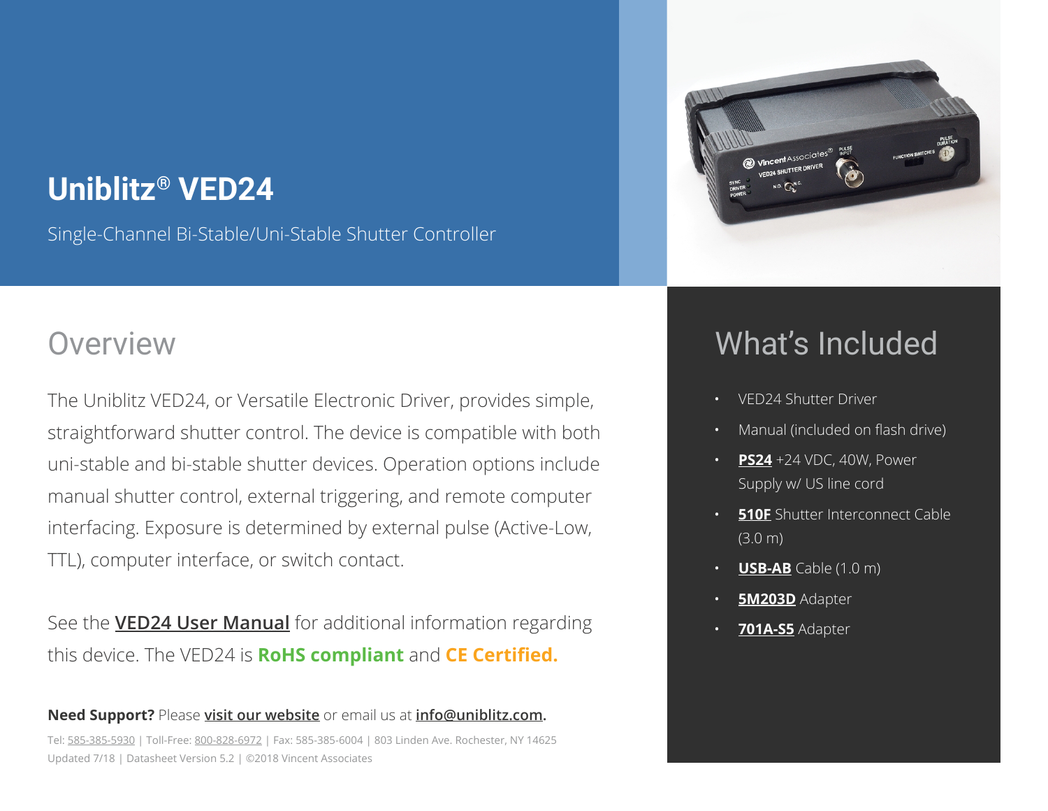# Uniblitz® VED24

Single-Channel Bi-Stable/Uni-Stable Shutter Controller

## Overview

The Uniblitz VED24, or Versatile Electronic Driver, provides simple, straightforward shutter control. The device is compatible with both uni-stable and bi-stable shutter devices. Operation options include manual shutter control, external triggering, and remote computer interfacing. Exposure is determined by external pulse (Active-Low, TTL), computer interface, or switch contact.

See the **VED24 User Manual** for additional information regarding this device. The VED24 is **RoHS compliant** and **CE Certified.**

**Need Support?** Please **visit our website** or email us at **info@uniblitz.com.**

Tel: 585-385-5930 | Toll-Free: 800-828-6972 | Fax: 585-385-6004 | 803 Linden Ave. Rochester, NY 14625
Updated 7/18 | Datasheet Version 5.2 | ©2018 Vincent Associates

## What's Included

- VED24 Shutter Driver
- Manual (included on flash drive)
- **PS24** +24 VDC, 40W, Power Supply w/ US line cord
- **510F** Shutter Interconnect Cable (3.0 m)
- **USB-AB** Cable (1.0 m)
- **5M203D** Adapter
- **701A-S5** Adapter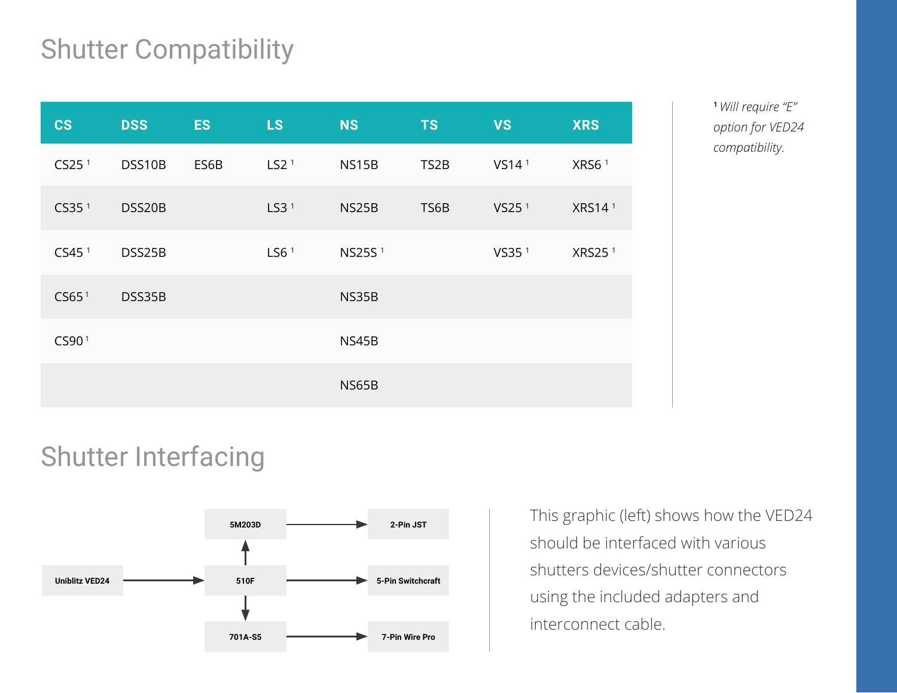# Shutter Compatibility

| CS | DSS | ES | LS | NS | TS | VS | XRS |
|---|---|---|---|---|---|---|---|
| CS25 [1] | DSS10B | ES6B | LS2 [1] | NS15B | TS2B | VS14 [1] | XRS6 [1] |
| CS35 [1] | DSS20B | | LS3 [1] | NS25B | TS6B | VS25 [1] | XRS14 [1] |
| CS45 [1] | DSS25B | | LS6 [1] | NS25S [1] | | VS35 [1] | XRS25 [1] |
| CS65 [1] | DSS35B | | | NS35B | | | |
| CS90 [1] | | | | NS45B | | | |
| | | | | NS65B | | | |

[1] *Will require "E" option for VED24 compatibility.*

# Shutter Interfacing

Uniblitz VED24 → 510F

510F → 5M203D → 2-Pin JST

510F → 5-Pin Switchcraft

510F → 701A-S5 → 7-Pin Wire Pro

This graphic (left) shows how the VED24 should be interfaced with various shutters devices/shutter connectors using the included adapters and interconnect cable.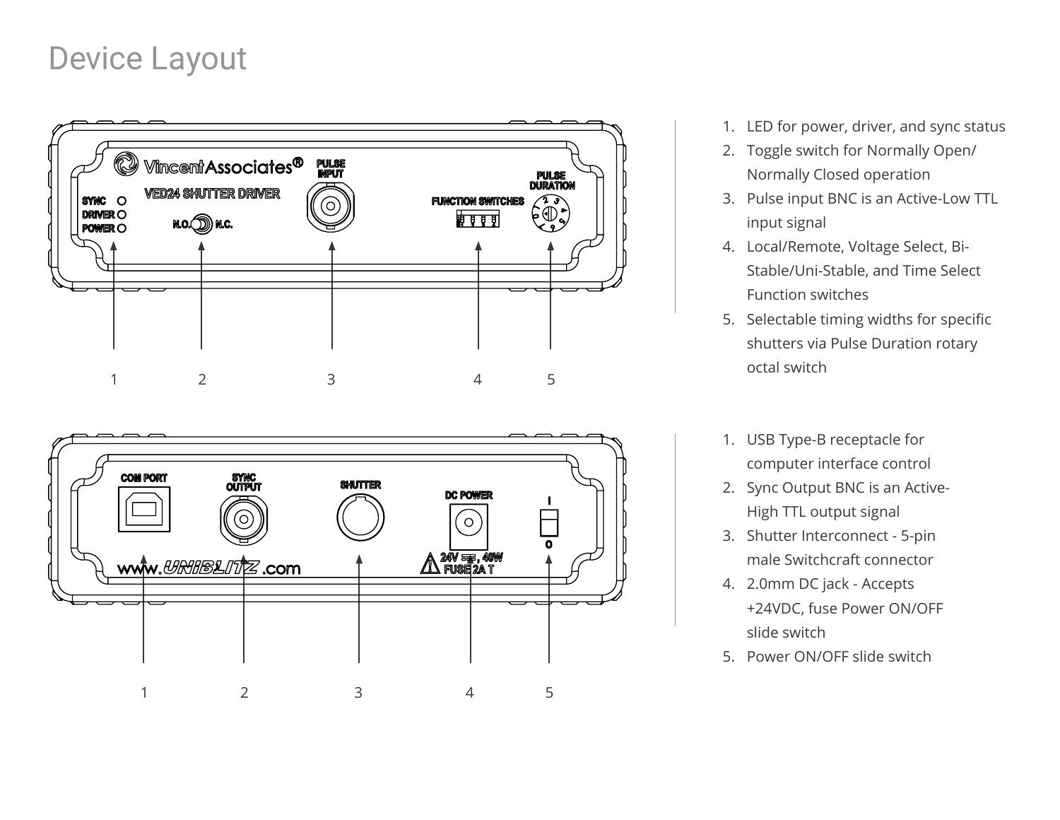# Device Layout

SYNC
DRIVER
POWER
Vincent Associates®
VED24 SHUTTER DRIVER
N.O. N.C.
PULSE INPUT
FUNCTION SWITCHES
PULSE DURATION

1 2 3 4 5

1. LED for power, driver, and sync status
2. Toggle switch for Normally Open/ Normally Closed operation
3. Pulse input BNC is an Active-Low TTL input signal
4. Local/Remote, Voltage Select, Bi-Stable/Uni-Stable, and Time Select Function switches
5. Selectable timing widths for specific shutters via Pulse Duration rotary octal switch

COM PORT
SYNC OUTPUT
SHUTTER
DC POWER
I
O
www.UNIBLITZ.com
24V ⎓, 40W
FUSE 2A T

1 2 3 4 5

1. USB Type-B receptacle for computer interface control
2. Sync Output BNC is an Active-High TTL output signal
3. Shutter Interconnect - 5-pin male Switchcraft connector
4. 2.0mm DC jack - Accepts +24VDC, fuse Power ON/OFF slide switch
5. Power ON/OFF slide switch